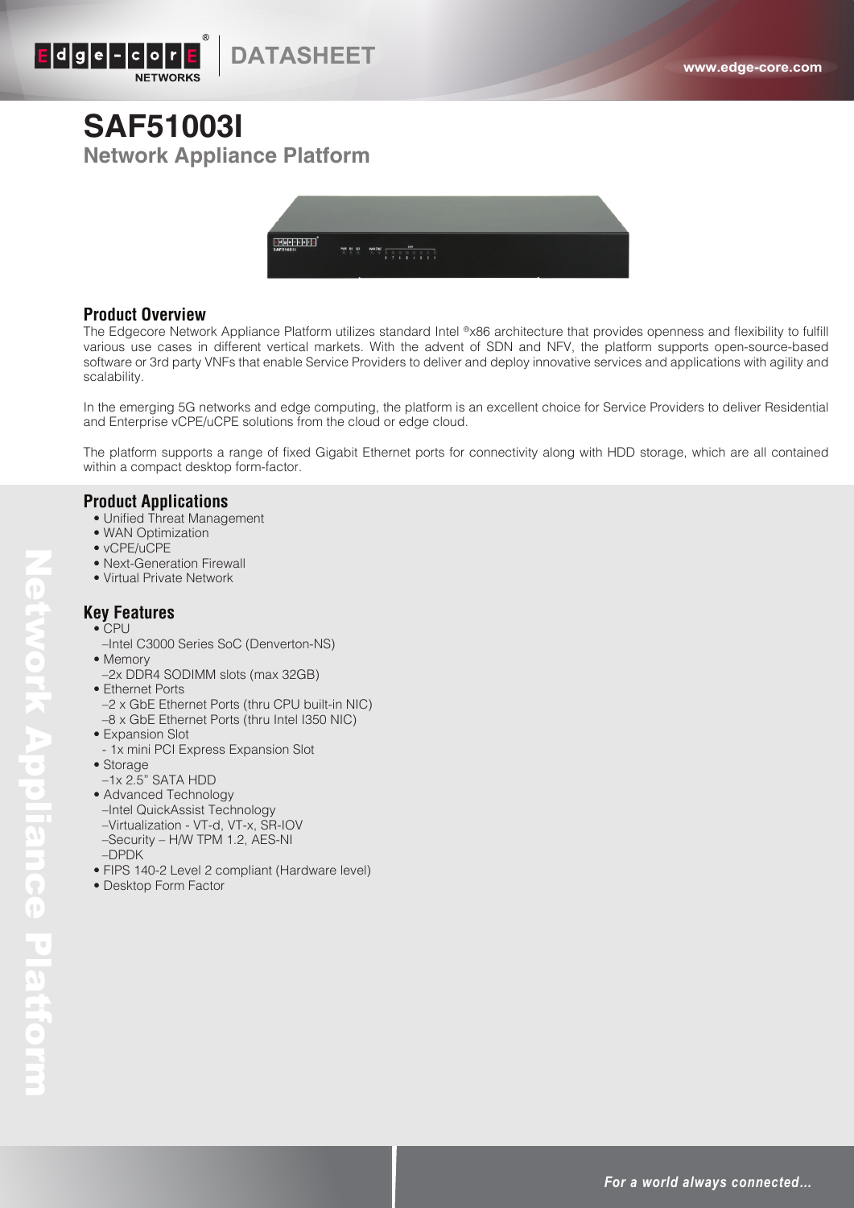# SAF51003I

## Network Appliance Platform

### Product Overview

The Edgecore Network Appliance Platform utilizes standard Intel ®x86 architecture that provides openness and flexibility to fulfill various use cases in different vertical markets. With the advent of SDN and NFV, the platform supports open-source-based software or 3rd party VNFs that enable Service Providers to deliver and deploy innovative services and applications with agility and scalability.

In the emerging 5G networks and edge computing, the platform is an excellent choice for Service Providers to deliver Residential and Enterprise vCPE/uCPE solutions from the cloud or edge cloud.

The platform supports a range of fixed Gigabit Ethernet ports for connectivity along with HDD storage, which are all contained within a compact desktop form-factor.

### Product Applications

- Unified Threat Management
- WAN Optimization
- vCPE/uCPE
- Next-Generation Firewall
- Virtual Private Network

### Key Features

- CPU
  –Intel C3000 Series SoC (Denverton-NS)
- Memory
  –2x DDR4 SODIMM slots (max 32GB)
- Ethernet Ports
  –2 x GbE Ethernet Ports (thru CPU built-in NIC)
  –8 x GbE Ethernet Ports (thru Intel I350 NIC)
- Expansion Slot
  - 1x mini PCI Express Expansion Slot
- Storage
  –1x 2.5" SATA HDD
- Advanced Technology
  –Intel QuickAssist Technology
  –Virtualization - VT-d, VT-x, SR-IOV
  –Security – H/W TPM 1.2, AES-NI
  –DPDK
- FIPS 140-2 Level 2 compliant (Hardware level)
- Desktop Form Factor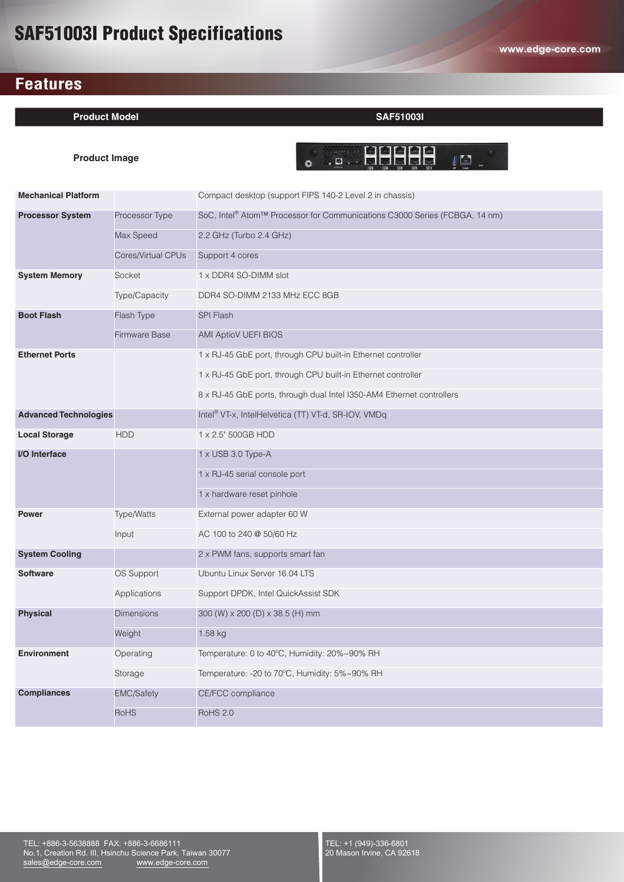# SAF51003I Product Specifications

## Features

| Product Model | | SAF51003I |
|---|---|---|
| Product Image | | |
| Mechanical Platform | | Compact desktop (support FIPS 140-2 Level 2 in chassis) |
| Processor System | Processor Type | SoC, Intel® Atom™ Processor for Communications C3000 Series (FCBGA, 14 nm) |
| | Max Speed | 2.2 GHz (Turbo 2.4 GHz) |
| | Cores/Virtual CPUs | Support 4 cores |
| System Memory | Socket | 1 x DDR4 SO-DIMM slot |
| | Type/Capacity | DDR4 SO-DIMM 2133 MHz ECC 8GB |
| Boot Flash | Flash Type | SPI Flash |
| | Firmware Base | AMI AptioV UEFI BIOS |
| Ethernet Ports | | 1 x RJ-45 GbE port, through CPU built-in Ethernet controller |
| | | 1 x RJ-45 GbE port, through CPU built-in Ethernet controller |
| | | 8 x RJ-45 GbE ports, through dual Intel I350-AM4 Ethernet controllers |
| Advanced Technologies | | Intel® VT-x, IntelHelvetica (TT) VT-d, SR-IOV, VMDq |
| Local Storage | HDD | 1 x 2.5" 500GB HDD |
| I/O Interface | | 1 x USB 3.0 Type-A |
| | | 1 x RJ-45 serial console port |
| | | 1 x hardware reset pinhole |
| Power | Type/Watts | External power adapter 60 W |
| | Input | AC 100 to 240 @ 50/60 Hz |
| System Cooling | | 2 x PWM fans, supports smart fan |
| Software | OS Support | Ubuntu Linux Server 16.04 LTS |
| | Applications | Support DPDK, Intel QuickAssist SDK |
| Physical | Dimensions | 300 (W) x 200 (D) x 38.5 (H) mm |
| | Weight | 1.58 kg |
| Environment | Operating | Temperature: 0 to 40°C, Humidity: 20%~90% RH |
| | Storage | Temperature: -20 to 70°C, Humidity: 5%~90% RH |
| Compliances | EMC/Safety | CE/FCC compliance |
| | RoHS | RoHS 2.0 |

TEL: +886-3-5638888 FAX: +886-3-6686111
No.1, Creation Rd. III, Hsinchu Science Park, Taiwan 30077
sales@edge-core.com www.edge-core.com

TEL: +1 (949)-336-6801
20 Mason Irvine, CA 92618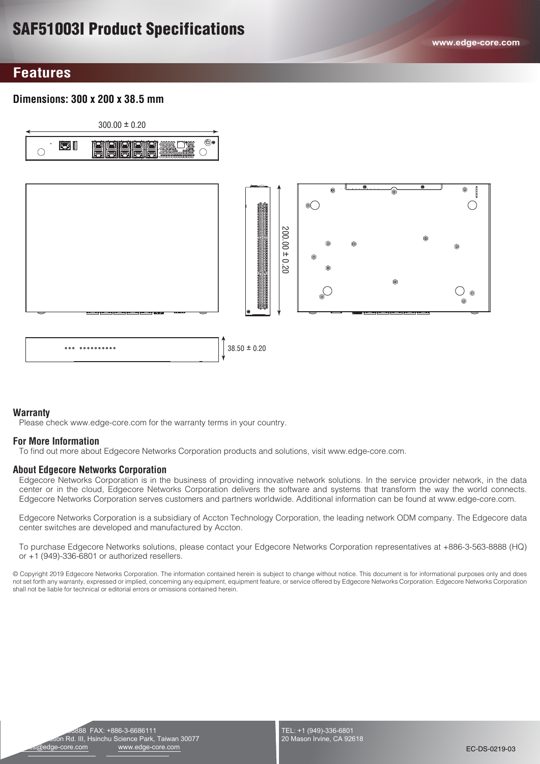# SAF51003I Product Specifications

## Features

### Dimensions: 300 x 200 x 38.5 mm

300.00 ± 0.20

200.00 ± 0.20

38.50 ± 0.20

### Warranty

Please check www.edge-core.com for the warranty terms in your country.

### For More Information

To find out more about Edgecore Networks Corporation products and solutions, visit www.edge-core.com.

### About Edgecore Networks Corporation

Edgecore Networks Corporation is in the business of providing innovative network solutions. In the service provider network, in the data center or in the cloud, Edgecore Networks Corporation delivers the software and systems that transform the way the world connects. Edgecore Networks Corporation serves customers and partners worldwide. Additional information can be found at www.edge-core.com.

Edgecore Networks Corporation is a subsidiary of Accton Technology Corporation, the leading network ODM company. The Edgecore data center switches are developed and manufactured by Accton.

To purchase Edgecore Networks solutions, please contact your Edgecore Networks Corporation representatives at +886-3-563-8888 (HQ) or +1 (949)-336-6801 or authorized resellers.

© Copyright 2019 Edgecore Networks Corporation. The information contained herein is subject to change without notice. This document is for informational purposes only and does not set forth any warranty, expressed or implied, concerning any equipment, equipment feature, or service offered by Edgecore Networks Corporation. Edgecore Networks Corporation shall not be liable for technical or editorial errors or omissions contained herein.

...8888 FAX: +886-3-6686111
...ation Rd. III, Hsinchu Science Park, Taiwan 30077
...s@edge-core.com www.edge-core.com

TEL: +1 (949)-336-6801
20 Mason Irvine, CA 92618

EC-DS-0219-03